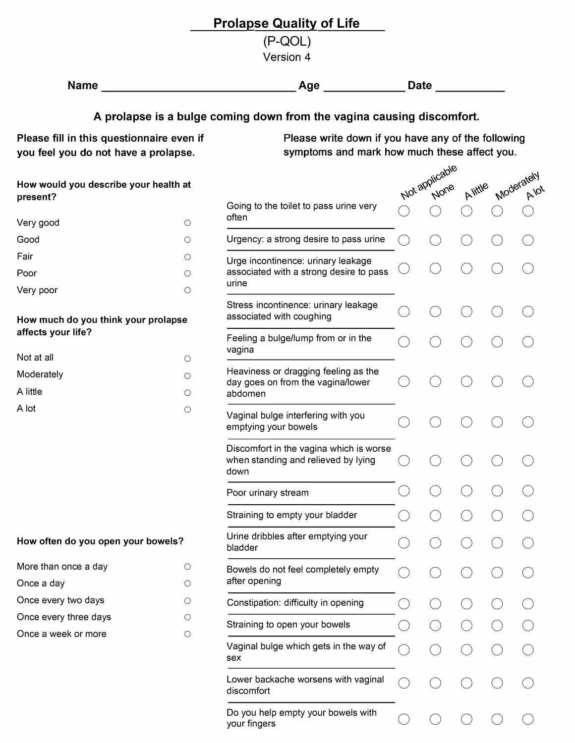# Prolapse Quality of Life

## (P-QOL)

### Version 4

**Name** _______________________________ **Age** _____________ **Date** ___________

**A prolapse is a bulge coming down from the vagina causing discomfort.**

**Please fill in this questionnaire even if you feel you do not have a prolapse.**

**How would you describe your health at present?**

| | |
|---|---|
| Very good | ○ |
| Good | ○ |
| Fair | ○ |
| Poor | ○ |
| Very poor | ○ |

**How much do you think your prolapse affects your life?**

| | |
|---|---|
| Not at all | ○ |
| Moderately | ○ |
| A little | ○ |
| A lot | ○ |

**How often do you open your bowels?**

| | |
|---|---|
| More than once a day | ○ |
| Once a day | ○ |
| Once every two days | ○ |
| Once every three days | ○ |
| Once a week or more | ○ |

**Please write down if you have any of the following symptoms and mark how much these affect you.**

| | Not applicable | None | A little | Moderately | A lot |
|---|---|---|---|---|---|
| Going to the toilet to pass urine very often | ○ | ○ | ○ | ○ | ○ |
| Urgency: a strong desire to pass urine | ○ | ○ | ○ | ○ | ○ |
| Urge incontinence: urinary leakage associated with a strong desire to pass urine | ○ | ○ | ○ | ○ | ○ |
| Stress incontinence: urinary leakage associated with coughing | ○ | ○ | ○ | ○ | ○ |
| Feeling a bulge/lump from or in the vagina | ○ | ○ | ○ | ○ | ○ |
| Heaviness or dragging feeling as the day goes on from the vagina/lower abdomen | ○ | ○ | ○ | ○ | ○ |
| Vaginal bulge interfering with you emptying your bowels | ○ | ○ | ○ | ○ | ○ |
| Discomfort in the vagina which is worse when standing and relieved by lying down | ○ | ○ | ○ | ○ | ○ |
| Poor urinary stream | ○ | ○ | ○ | ○ | ○ |
| Straining to empty your bladder | ○ | ○ | ○ | ○ | ○ |
| Urine dribbles after emptying your bladder | ○ | ○ | ○ | ○ | ○ |
| Bowels do not feel completely empty after opening | ○ | ○ | ○ | ○ | ○ |
| Constipation: difficulty in opening | ○ | ○ | ○ | ○ | ○ |
| Straining to open your bowels | ○ | ○ | ○ | ○ | ○ |
| Vaginal bulge which gets in the way of sex | ○ | ○ | ○ | ○ | ○ |
| Lower backache worsens with vaginal discomfort | ○ | ○ | ○ | ○ | ○ |
| Do you help empty your bowels with your fingers | ○ | ○ | ○ | ○ | ○ |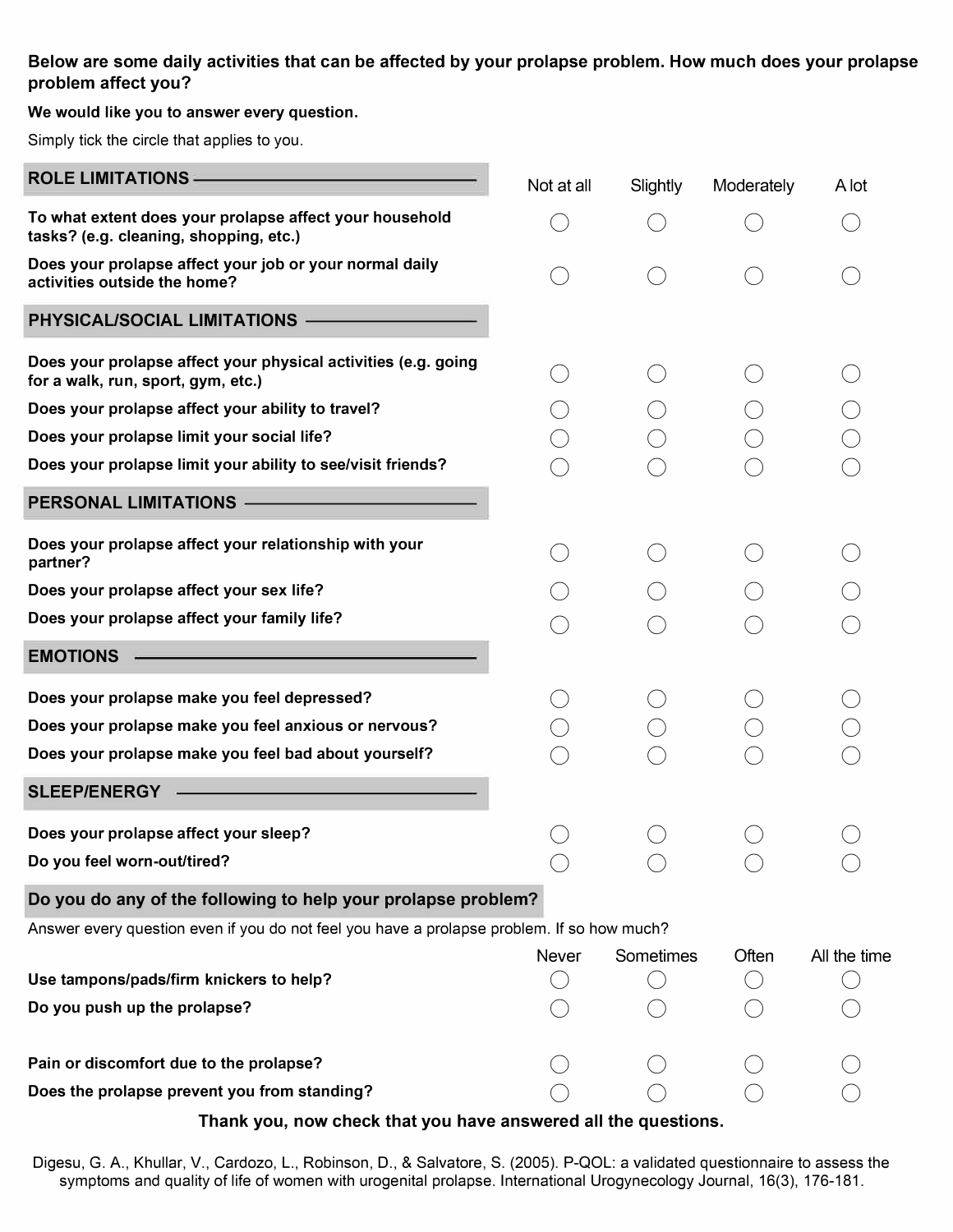**Below are some daily activities that can be affected by your prolapse problem. How much does your prolapse problem affect you?**

**We would like you to answer every question.**

Simply tick the circle that applies to you.

| **ROLE LIMITATIONS** | Not at all | Slightly | Moderately | A lot |
|---|---|---|---|---|
| **To what extent does your prolapse affect your household tasks? (e.g. cleaning, shopping, etc.)** | ◯ | ◯ | ◯ | ◯ |
| **Does your prolapse affect your job or your normal daily activities outside the home?** | ◯ | ◯ | ◯ | ◯ |
| **PHYSICAL/SOCIAL LIMITATIONS** | | | | |
| **Does your prolapse affect your physical activities (e.g. going for a walk, run, sport, gym, etc.)** | ◯ | ◯ | ◯ | ◯ |
| **Does your prolapse affect your ability to travel?** | ◯ | ◯ | ◯ | ◯ |
| **Does your prolapse limit your social life?** | ◯ | ◯ | ◯ | ◯ |
| **Does your prolapse limit your ability to see/visit friends?** | ◯ | ◯ | ◯ | ◯ |
| **PERSONAL LIMITATIONS** | | | | |
| **Does your prolapse affect your relationship with your partner?** | ◯ | ◯ | ◯ | ◯ |
| **Does your prolapse affect your sex life?** | ◯ | ◯ | ◯ | ◯ |
| **Does your prolapse affect your family life?** | ◯ | ◯ | ◯ | ◯ |
| **EMOTIONS** | | | | |
| **Does your prolapse make you feel depressed?** | ◯ | ◯ | ◯ | ◯ |
| **Does your prolapse make you feel anxious or nervous?** | ◯ | ◯ | ◯ | ◯ |
| **Does your prolapse make you feel bad about yourself?** | ◯ | ◯ | ◯ | ◯ |
| **SLEEP/ENERGY** | | | | |
| **Does your prolapse affect your sleep?** | ◯ | ◯ | ◯ | ◯ |
| **Do you feel worn-out/tired?** | ◯ | ◯ | ◯ | ◯ |

**Do you do any of the following to help your prolapse problem?**

Answer every question even if you do not feel you have a prolapse problem. If so how much?

| | Never | Sometimes | Often | All the time |
|---|---|---|---|---|
| **Use tampons/pads/firm knickers to help?** | ◯ | ◯ | ◯ | ◯ |
| **Do you push up the prolapse?** | ◯ | ◯ | ◯ | ◯ |
| **Pain or discomfort due to the prolapse?** | ◯ | ◯ | ◯ | ◯ |
| **Does the prolapse prevent you from standing?** | ◯ | ◯ | ◯ | ◯ |

**Thank you, now check that you have answered all the questions.**

Digesu, G. A., Khullar, V., Cardozo, L., Robinson, D., & Salvatore, S. (2005). P-QOL: a validated questionnaire to assess the symptoms and quality of life of women with urogenital prolapse. International Urogynecology Journal, 16(3), 176-181.